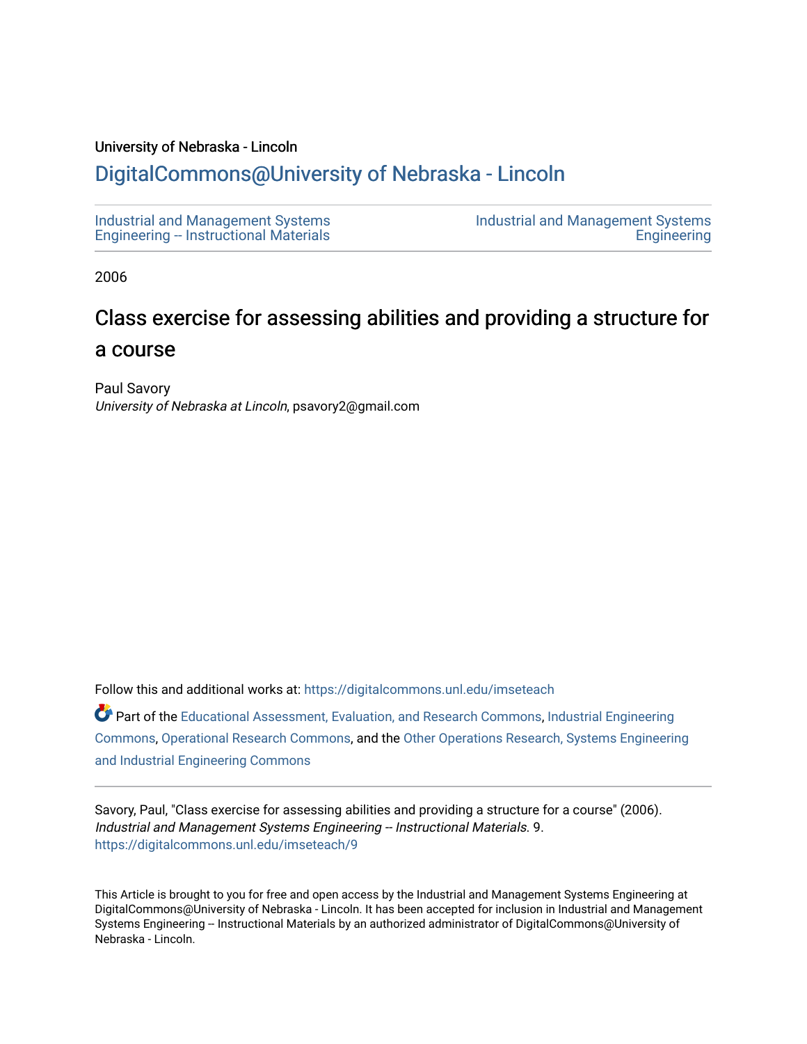University of Nebraska - Lincoln

## DigitalCommons@University of Nebraska - Lincoln

Industrial and Management Systems Engineering -- Instructional Materials

Industrial and Management Systems Engineering

2006

# Class exercise for assessing abilities and providing a structure for a course

Paul Savory
*University of Nebraska at Lincoln*, psavory2@gmail.com

Follow this and additional works at: https://digitalcommons.unl.edu/imseteach

Part of the Educational Assessment, Evaluation, and Research Commons, Industrial Engineering Commons, Operational Research Commons, and the Other Operations Research, Systems Engineering and Industrial Engineering Commons

Savory, Paul, "Class exercise for assessing abilities and providing a structure for a course" (2006). *Industrial and Management Systems Engineering -- Instructional Materials*. 9.
https://digitalcommons.unl.edu/imseteach/9

This Article is brought to you for free and open access by the Industrial and Management Systems Engineering at DigitalCommons@University of Nebraska - Lincoln. It has been accepted for inclusion in Industrial and Management Systems Engineering -- Instructional Materials by an authorized administrator of DigitalCommons@University of Nebraska - Lincoln.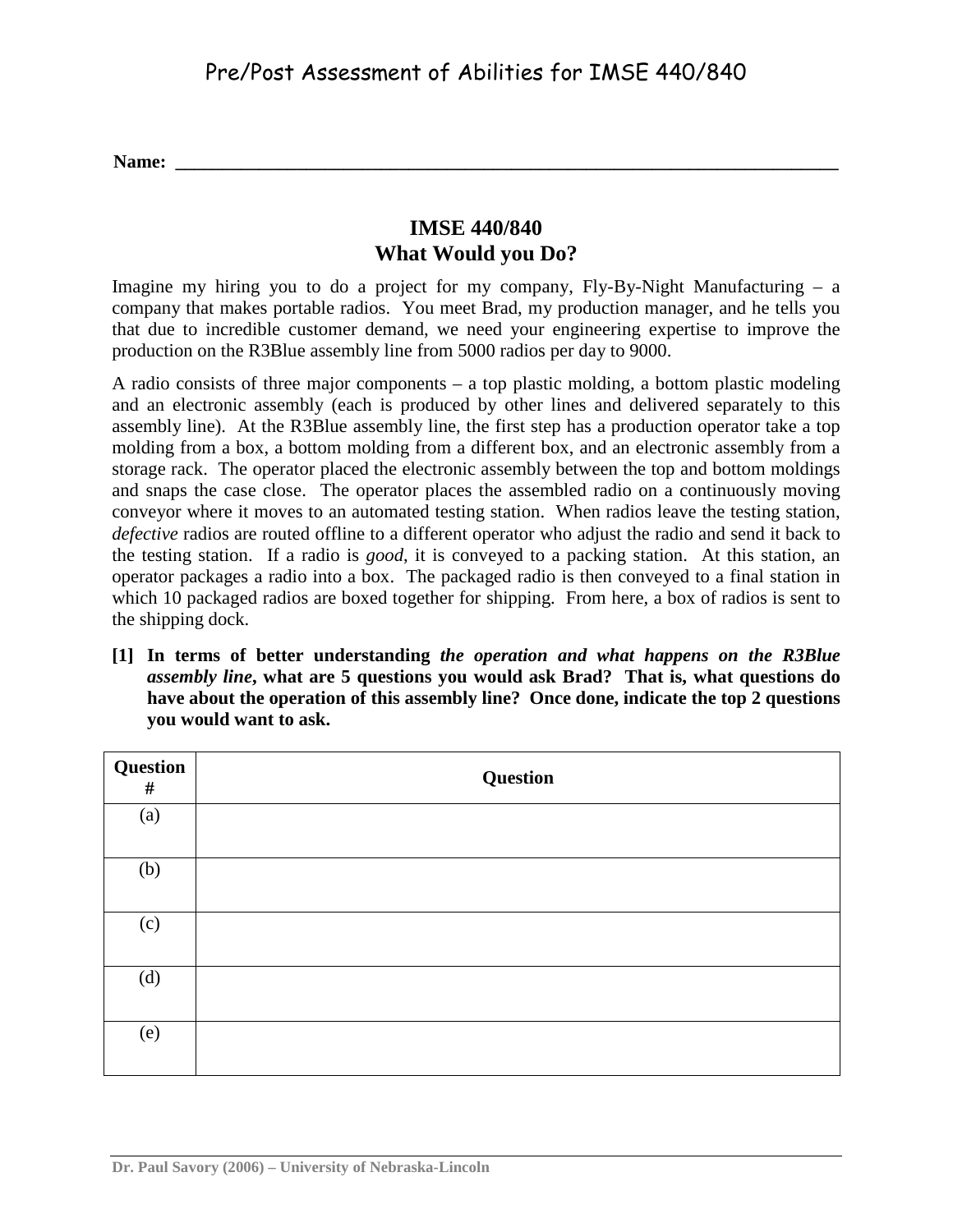# Pre/Post Assessment of Abilities for IMSE 440/840

**Name:** ___________________________________________________________________________

## IMSE 440/840
## What Would you Do?

Imagine my hiring you to do a project for my company, Fly-By-Night Manufacturing – a company that makes portable radios. You meet Brad, my production manager, and he tells you that due to incredible customer demand, we need your engineering expertise to improve the production on the R3Blue assembly line from 5000 radios per day to 9000.

A radio consists of three major components – a top plastic molding, a bottom plastic modeling and an electronic assembly (each is produced by other lines and delivered separately to this assembly line). At the R3Blue assembly line, the first step has a production operator take a top molding from a box, a bottom molding from a different box, and an electronic assembly from a storage rack. The operator placed the electronic assembly between the top and bottom moldings and snaps the case close. The operator places the assembled radio on a continuously moving conveyor where it moves to an automated testing station. When radios leave the testing station, *defective* radios are routed offline to a different operator who adjust the radio and send it back to the testing station. If a radio is *good*, it is conveyed to a packing station. At this station, an operator packages a radio into a box. The packaged radio is then conveyed to a final station in which 10 packaged radios are boxed together for shipping. From here, a box of radios is sent to the shipping dock.

**[1] In terms of better understanding *the operation and what happens on the R3Blue assembly line*, what are 5 questions you would ask Brad? That is, what questions do have about the operation of this assembly line? Once done, indicate the top 2 questions you would want to ask.**

| Question # | Question |
|---|---|
| (a) | |
| (b) | |
| (c) | |
| (d) | |
| (e) | |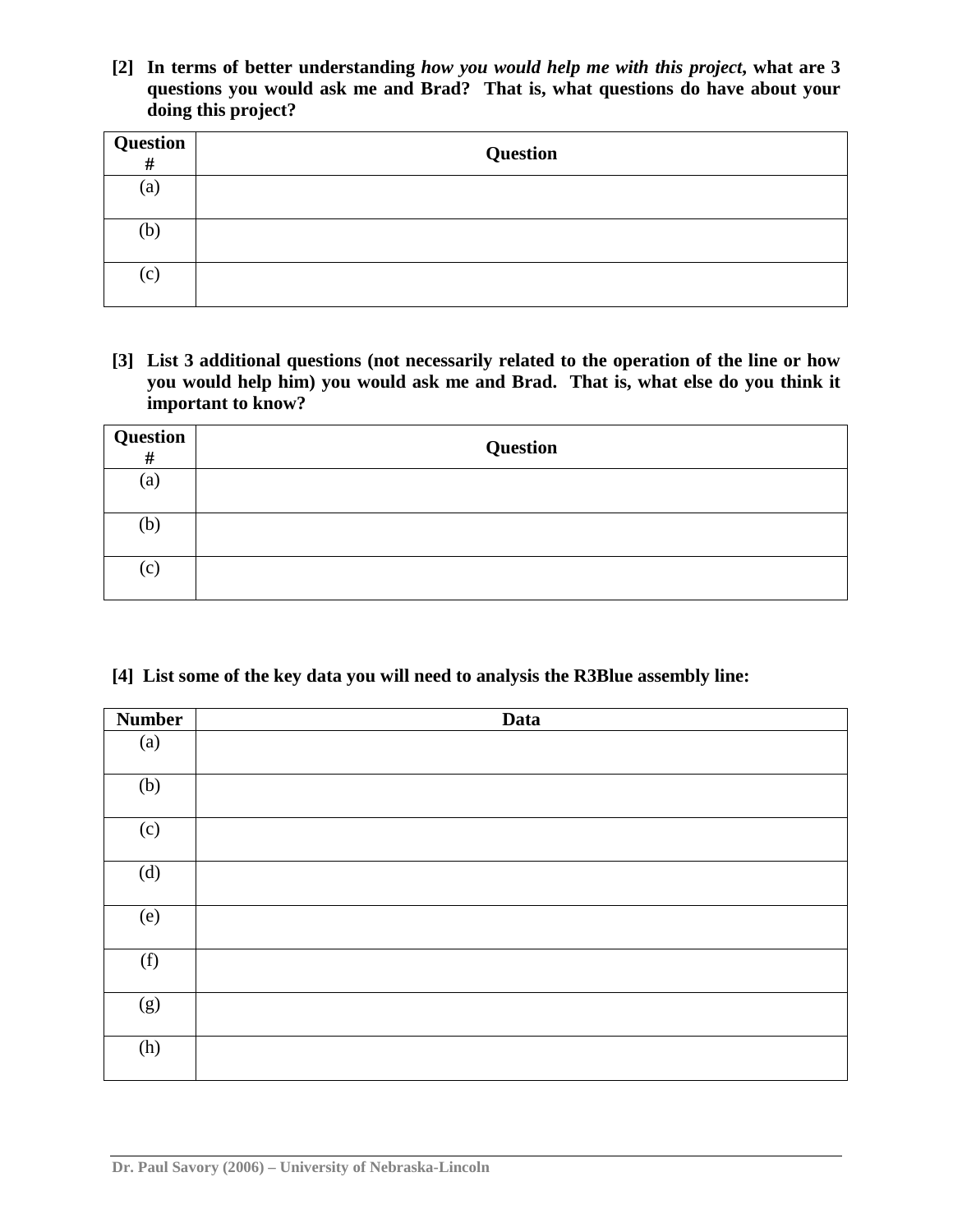**[2] In terms of better understanding *how you would help me with this project*, what are 3 questions you would ask me and Brad? That is, what questions do have about your doing this project?**

| Question # | Question |
|---|---|
| (a) | |
| (b) | |
| (c) | |

**[3] List 3 additional questions (not necessarily related to the operation of the line or how you would help him) you would ask me and Brad. That is, what else do you think it important to know?**

| Question # | Question |
|---|---|
| (a) | |
| (b) | |
| (c) | |

**[4] List some of the key data you will need to analysis the R3Blue assembly line:**

| Number | Data |
|---|---|
| (a) | |
| (b) | |
| (c) | |
| (d) | |
| (e) | |
| (f) | |
| (g) | |
| (h) | |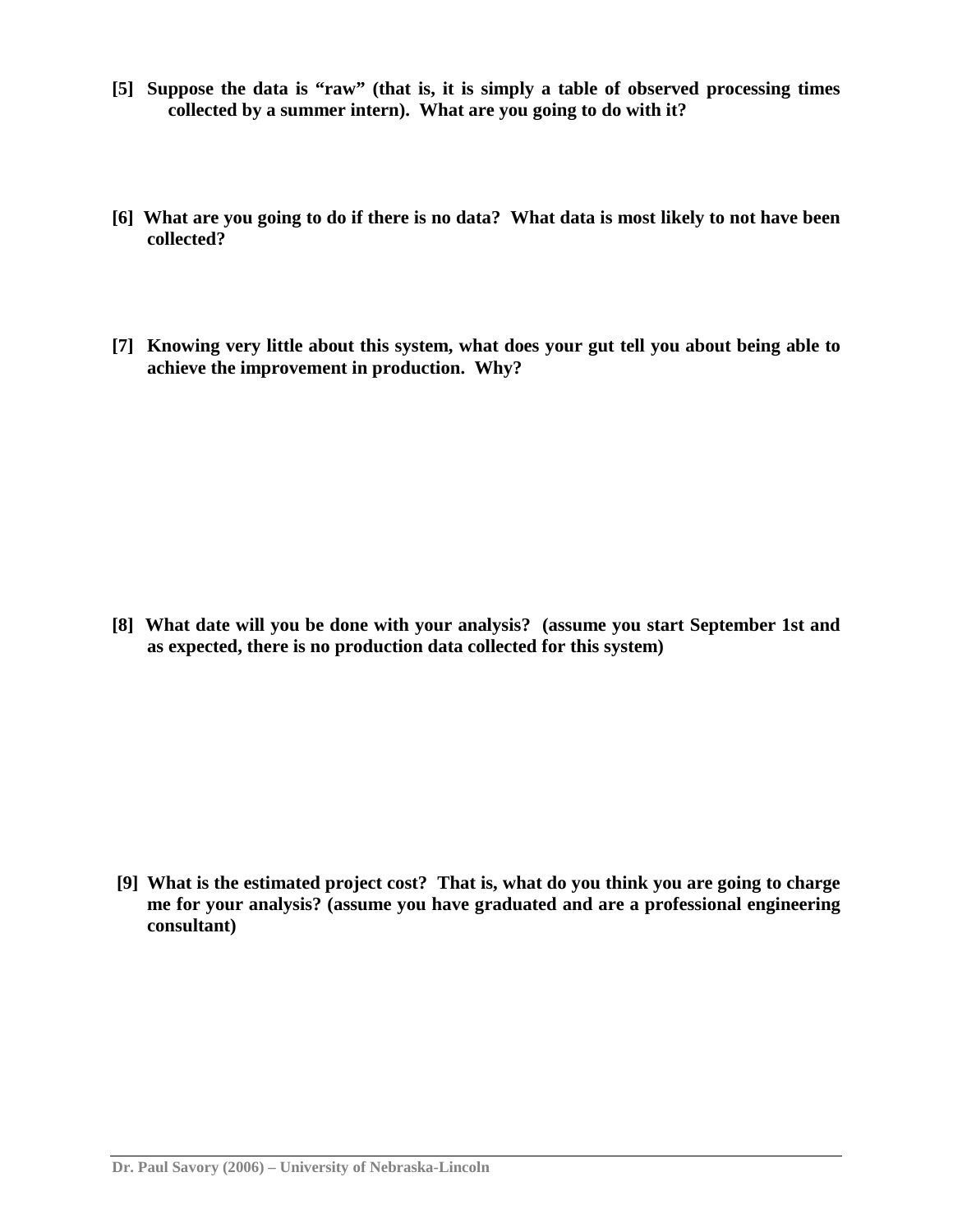**[5] Suppose the data is "raw" (that is, it is simply a table of observed processing times collected by a summer intern). What are you going to do with it?**

**[6] What are you going to do if there is no data? What data is most likely to not have been collected?**

**[7] Knowing very little about this system, what does your gut tell you about being able to achieve the improvement in production. Why?**

**[8] What date will you be done with your analysis? (assume you start September 1st and as expected, there is no production data collected for this system)**

**[9] What is the estimated project cost? That is, what do you think you are going to charge me for your analysis? (assume you have graduated and are a professional engineering consultant)**